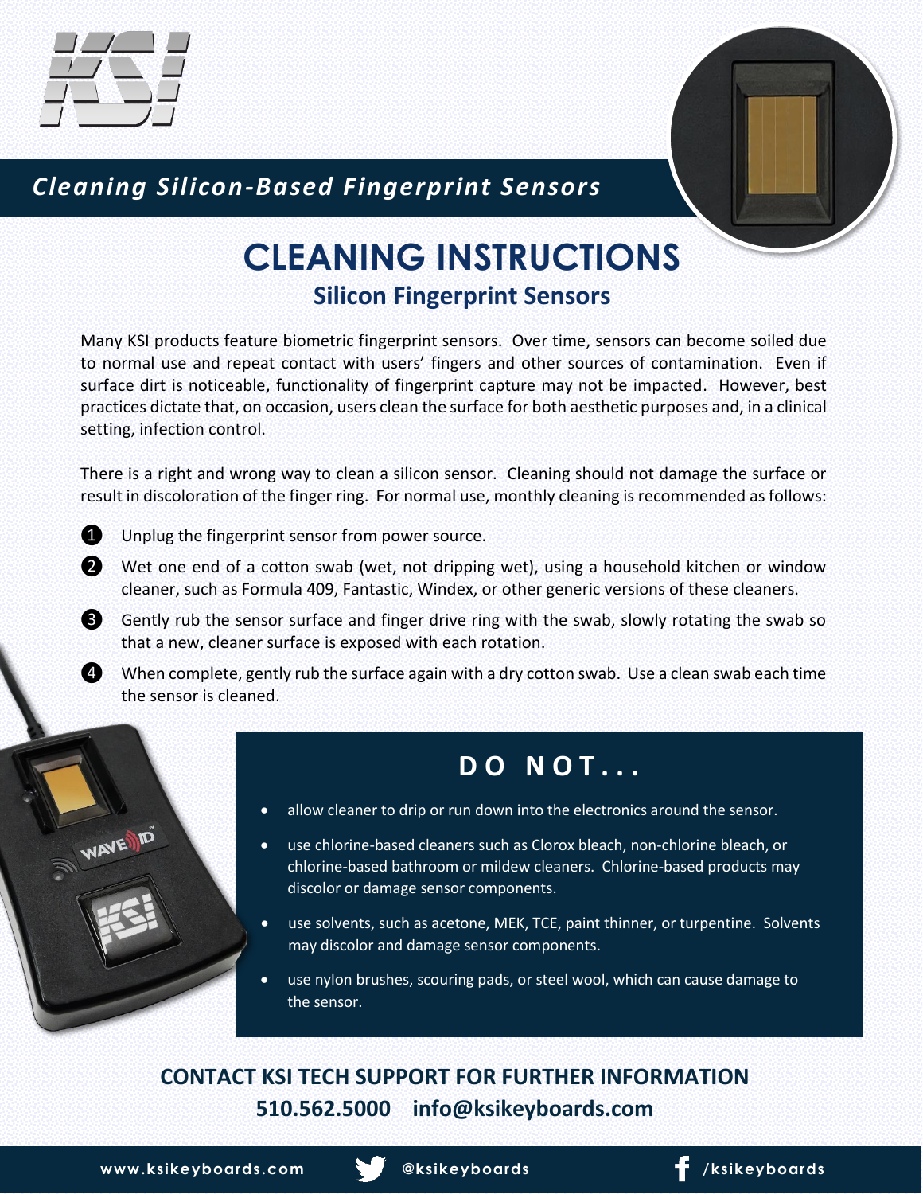*Cleaning Silicon-Based Fingerprint Sensors*

# CLEANING INSTRUCTIONS

## Silicon Fingerprint Sensors

Many KSI products feature biometric fingerprint sensors. Over time, sensors can become soiled due to normal use and repeat contact with users' fingers and other sources of contamination. Even if surface dirt is noticeable, functionality of fingerprint capture may not be impacted. However, best practices dictate that, on occasion, users clean the surface for both aesthetic purposes and, in a clinical setting, infection control.

There is a right and wrong way to clean a silicon sensor. Cleaning should not damage the surface or result in discoloration of the finger ring. For normal use, monthly cleaning is recommended as follows:

1. Unplug the fingerprint sensor from power source.
2. Wet one end of a cotton swab (wet, not dripping wet), using a household kitchen or window cleaner, such as Formula 409, Fantastic, Windex, or other generic versions of these cleaners.
3. Gently rub the sensor surface and finger drive ring with the swab, slowly rotating the swab so that a new, cleaner surface is exposed with each rotation.
4. When complete, gently rub the surface again with a dry cotton swab. Use a clean swab each time the sensor is cleaned.

### DO NOT...

- allow cleaner to drip or run down into the electronics around the sensor.
- use chlorine-based cleaners such as Clorox bleach, non-chlorine bleach, or chlorine-based bathroom or mildew cleaners. Chlorine-based products may discolor or damage sensor components.
- use solvents, such as acetone, MEK, TCE, paint thinner, or turpentine. Solvents may discolor and damage sensor components.
- use nylon brushes, scouring pads, or steel wool, which can cause damage to the sensor.

**CONTACT KSI TECH SUPPORT FOR FURTHER INFORMATION**

**510.562.5000 info@ksikeyboards.com**

www.ksikeyboards.com @ksikeyboards /ksikeyboards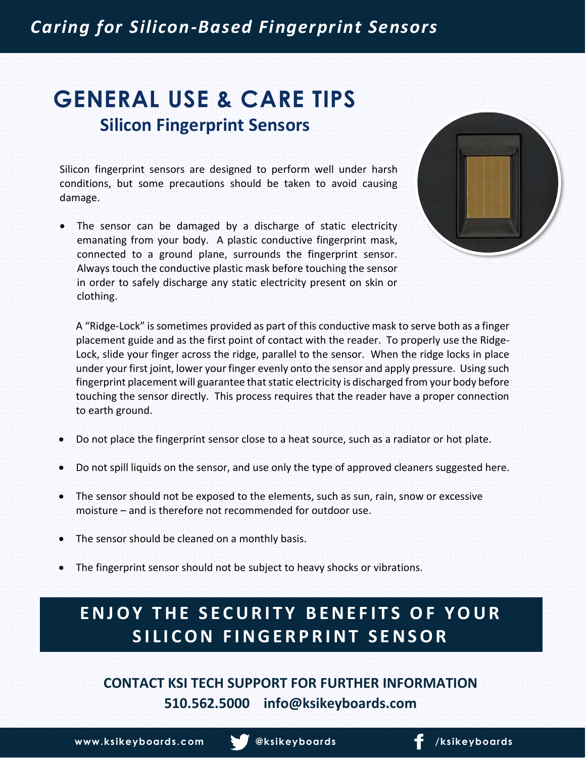# GENERAL USE & CARE TIPS

## Silicon Fingerprint Sensors

Silicon fingerprint sensors are designed to perform well under harsh conditions, but some precautions should be taken to avoid causing damage.

- The sensor can be damaged by a discharge of static electricity emanating from your body. A plastic conductive fingerprint mask, connected to a ground plane, surrounds the fingerprint sensor. Always touch the conductive plastic mask before touching the sensor in order to safely discharge any static electricity present on skin or clothing.

  A "Ridge-Lock" is sometimes provided as part of this conductive mask to serve both as a finger placement guide and as the first point of contact with the reader. To properly use the Ridge-Lock, slide your finger across the ridge, parallel to the sensor. When the ridge locks in place under your first joint, lower your finger evenly onto the sensor and apply pressure. Using such fingerprint placement will guarantee that static electricity is discharged from your body before touching the sensor directly. This process requires that the reader have a proper connection to earth ground.

- Do not place the fingerprint sensor close to a heat source, such as a radiator or hot plate.
- Do not spill liquids on the sensor, and use only the type of approved cleaners suggested here.
- The sensor should not be exposed to the elements, such as sun, rain, snow or excessive moisture – and is therefore not recommended for outdoor use.
- The sensor should be cleaned on a monthly basis.
- The fingerprint sensor should not be subject to heavy shocks or vibrations.

## ENJOY THE SECURITY BENEFITS OF YOUR SILICON FINGERPRINT SENSOR

**CONTACT KSI TECH SUPPORT FOR FURTHER INFORMATION**

**510.562.5000 info@ksikeyboards.com**